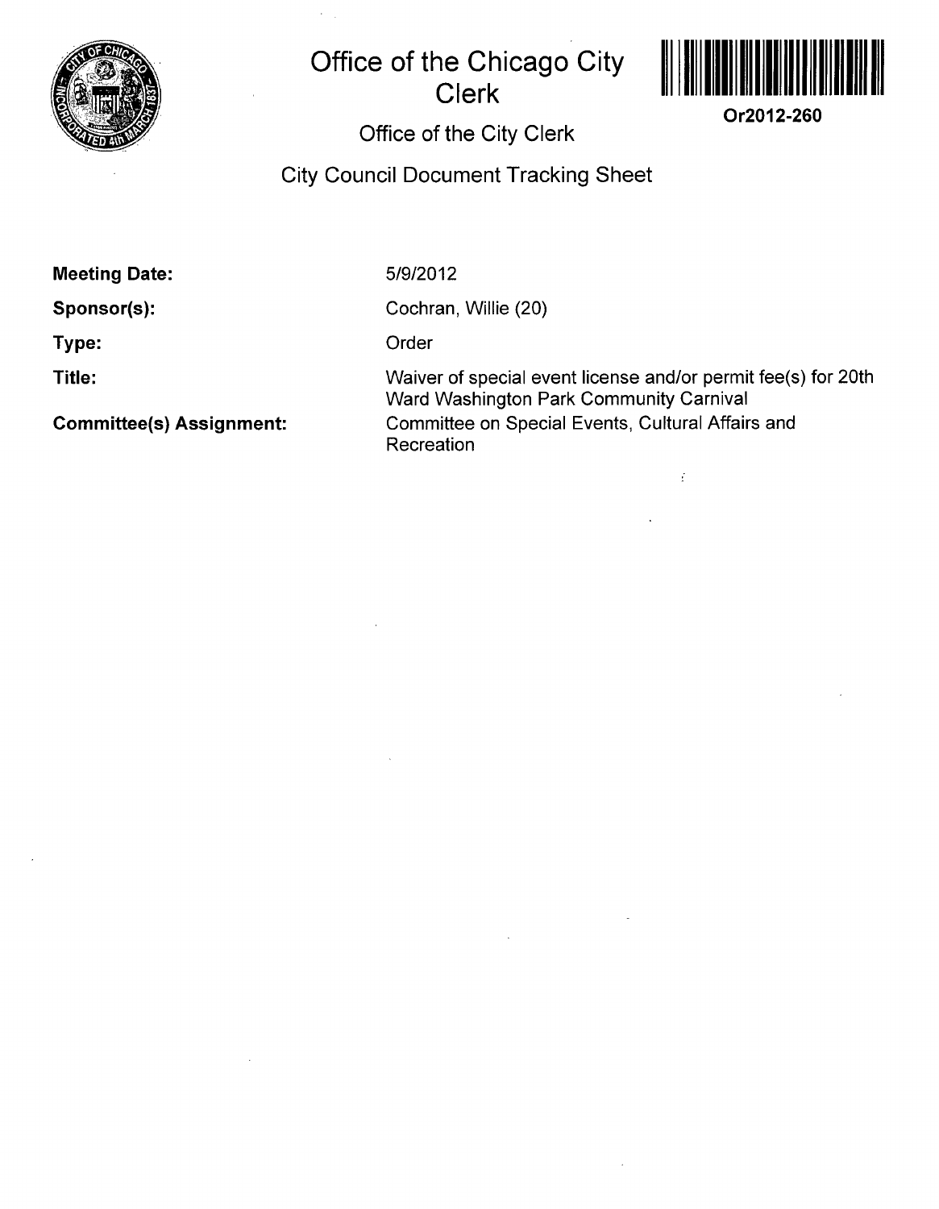# Office of the Chicago City Clerk

**Or2012-260**

## Office of the City Clerk

## City Council Document Tracking Sheet

| | |
|---|---|
| **Meeting Date:** | 5/9/2012 |
| **Sponsor(s):** | Cochran, Willie (20) |
| **Type:** | Order |
| **Title:** | Waiver of special event license and/or permit fee(s) for 20th Ward Washington Park Community Carnival |
| **Committee(s) Assignment:** | Committee on Special Events, Cultural Affairs and Recreation |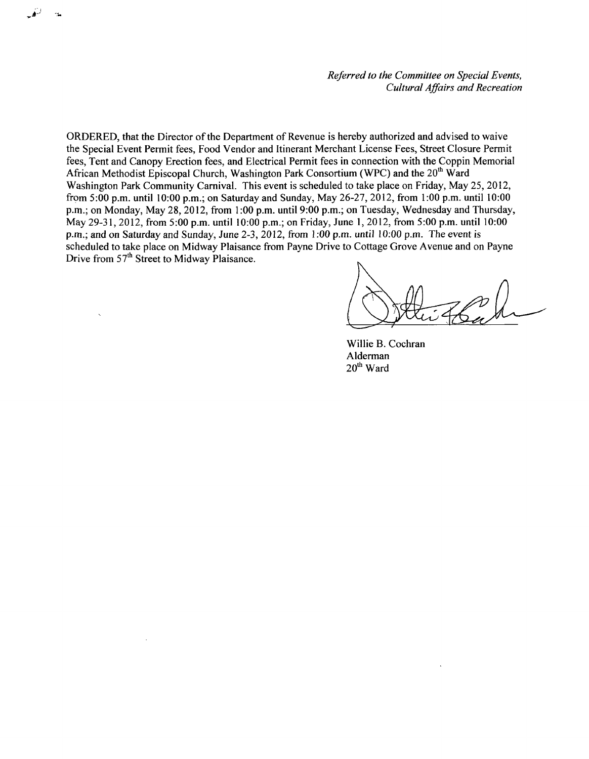*Referred to the Committee on Special Events, Cultural Affairs and Recreation*

ORDERED, that the Director of the Department of Revenue is hereby authorized and advised to waive the Special Event Permit fees, Food Vendor and Itinerant Merchant License Fees, Street Closure Permit fees, Tent and Canopy Erection fees, and Electrical Permit fees in connection with the Coppin Memorial African Methodist Episcopal Church, Washington Park Consortium (WPC) and the 20th Ward Washington Park Community Carnival. This event is scheduled to take place on Friday, May 25, 2012, from 5:00 p.m. until 10:00 p.m.; on Saturday and Sunday, May 26-27, 2012, from 1:00 p.m. until 10:00 p.m.; on Monday, May 28, 2012, from 1:00 p.m. until 9:00 p.m.; on Tuesday, Wednesday and Thursday, May 29-31, 2012, from 5:00 p.m. until 10:00 p.m.; on Friday, June 1, 2012, from 5:00 p.m. until 10:00 p.m.; and on Saturday and Sunday, June 2-3, 2012, from 1:00 p.m. until 10:00 p.m. The event is scheduled to take place on Midway Plaisance from Payne Drive to Cottage Grove Avenue and on Payne Drive from 57th Street to Midway Plaisance.

Willie B. Cochran
Alderman
20th Ward